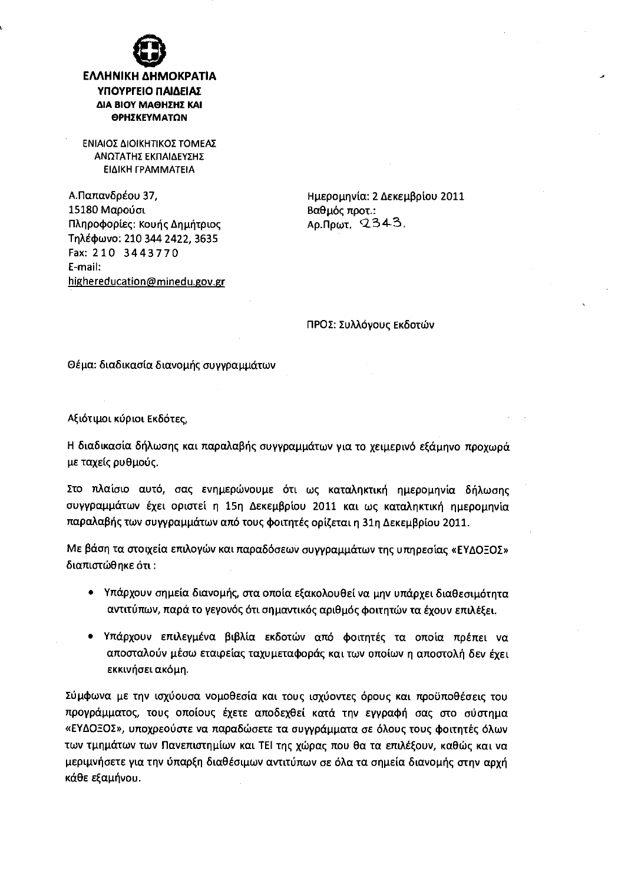**ΕΛΛΗΝΙΚΗ ΔΗΜΟΚΡΑΤΙΑ**
**ΥΠΟΥΡΓΕΙΟ ΠΑΙΔΕΙΑΣ**
**ΔΙΑ ΒΙΟΥ ΜΑΘΗΣΗΣ ΚΑΙ**
**ΘΡΗΣΚΕΥΜΑΤΩΝ**

ΕΝΙΑΙΟΣ ΔΙΟΙΚΗΤΙΚΟΣ ΤΟΜΕΑΣ
ΑΝΩΤΑΤΗΣ ΕΚΠΑΙΔΕΥΣΗΣ
ΕΙΔΙΚΗ ΓΡΑΜΜΑΤΕΙΑ

Α.Παπανδρέου 37,
15180 Μαρούσι
Πληροφορίες: Κουής Δημήτριος
Τηλέφωνο: 210 344 2422, 3635
Fax: 210 3443770
E-mail:
highereducation@minedu.gov.gr

Ημερομηνία: 2 Δεκεμβρίου 2011
Βαθμός προτ.:
Αρ.Πρωτ. 2343.

ΠΡΟΣ: Συλλόγους Εκδοτών

Θέμα: διαδικασία διανομής συγγραμμάτων

Αξιότιμοι κύριοι Εκδότες,

Η διαδικασία δήλωσης και παραλαβής συγγραμμάτων για το χειμερινό εξάμηνο προχωρά με ταχείς ρυθμούς.

Στο πλαίσιο αυτό, σας ενημερώνουμε ότι ως καταληκτική ημερομηνία δήλωσης συγγραμμάτων έχει οριστεί η 15η Δεκεμβρίου 2011 και ως καταληκτική ημερομηνία παραλαβής των συγγραμμάτων από τους φοιτητές ορίζεται η 31η Δεκεμβρίου 2011.

Με βάση τα στοιχεία επιλογών και παραδόσεων συγγραμμάτων της υπηρεσίας «ΕΥΔΟΞΟΣ» διαπιστώθηκε ότι :

- Υπάρχουν σημεία διανομής, στα οποία εξακολουθεί να μην υπάρχει διαθεσιμότητα αντιτύπων, παρά το γεγονός ότι σημαντικός αριθμός φοιτητών τα έχουν επιλέξει.
- Υπάρχουν επιλεγμένα βιβλία εκδοτών από φοιτητές τα οποία πρέπει να αποσταλούν μέσω εταιρείας ταχυμεταφοράς και των οποίων η αποστολή δεν έχει εκκινήσει ακόμη.

Σύμφωνα με την ισχύουσα νομοθεσία και τους ισχύοντες όρους και προϋποθέσεις του προγράμματος, τους οποίους έχετε αποδεχθεί κατά την εγγραφή σας στο σύστημα «ΕΥΔΟΞΟΣ», υποχρεούστε να παραδώσετε τα συγγράμματα σε όλους τους φοιτητές όλων των τμημάτων των Πανεπιστημίων και ΤΕΙ της χώρας που θα τα επιλέξουν, καθώς και να μεριμνήσετε για την ύπαρξη διαθέσιμων αντιτύπων σε όλα τα σημεία διανομής στην αρχή κάθε εξαμήνου.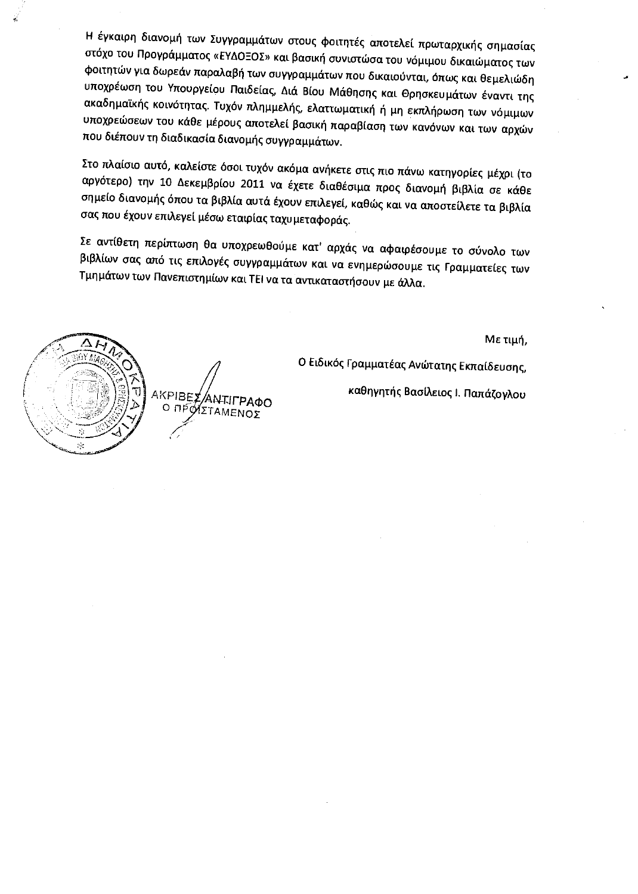Η έγκαιρη διανομή των Συγγραμμάτων στους φοιτητές αποτελεί πρωταρχικής σημασίας στόχο του Προγράμματος «ΕΥΔΟΞΟΣ» και βασική συνιστώσα του νόμιμου δικαιώματος των φοιτητών για δωρεάν παραλαβή των συγγραμμάτων που δικαιούνται, όπως και θεμελιώδη υποχρέωση του Υπουργείου Παιδείας, Διά Βίου Μάθησης και Θρησκευμάτων έναντι της ακαδημαϊκής κοινότητας. Τυχόν πλημμελής, ελαττωματική ή μη εκπλήρωση των νόμιμων υποχρεώσεων του κάθε μέρους αποτελεί βασική παραβίαση των κανόνων και των αρχών που διέπουν τη διαδικασία διανομής συγγραμμάτων.

Στο πλαίσιο αυτό, καλείστε όσοι τυχόν ακόμα ανήκετε στις πιο πάνω κατηγορίες μέχρι (το αργότερο) την 10 Δεκεμβρίου 2011 να έχετε διαθέσιμα προς διανομή βιβλία σε κάθε σημείο διανομής όπου τα βιβλία αυτά έχουν επιλεγεί, καθώς και να αποστείλετε τα βιβλία σας που έχουν επιλεγεί μέσω εταιρίας ταχυμεταφοράς.

Σε αντίθετη περίπτωση θα υποχρεωθούμε κατ' αρχάς να αφαιρέσουμε το σύνολο των βιβλίων σας από τις επιλογές συγγραμμάτων και να ενημερώσουμε τις Γραμματείες των Τμημάτων των Πανεπιστημίων και ΤΕΙ να τα αντικαταστήσουν με άλλα.

Με τιμή,

Ο Ειδικός Γραμματέας Ανώτατης Εκπαίδευσης,

καθηγητής Βασίλειος Ι. Παπάζογλου

ΑΚΡΙΒΕΣ ΑΝΤΙΓΡΑΦΟ
Ο ΠΡΟΪΣΤΑΜΕΝΟΣ